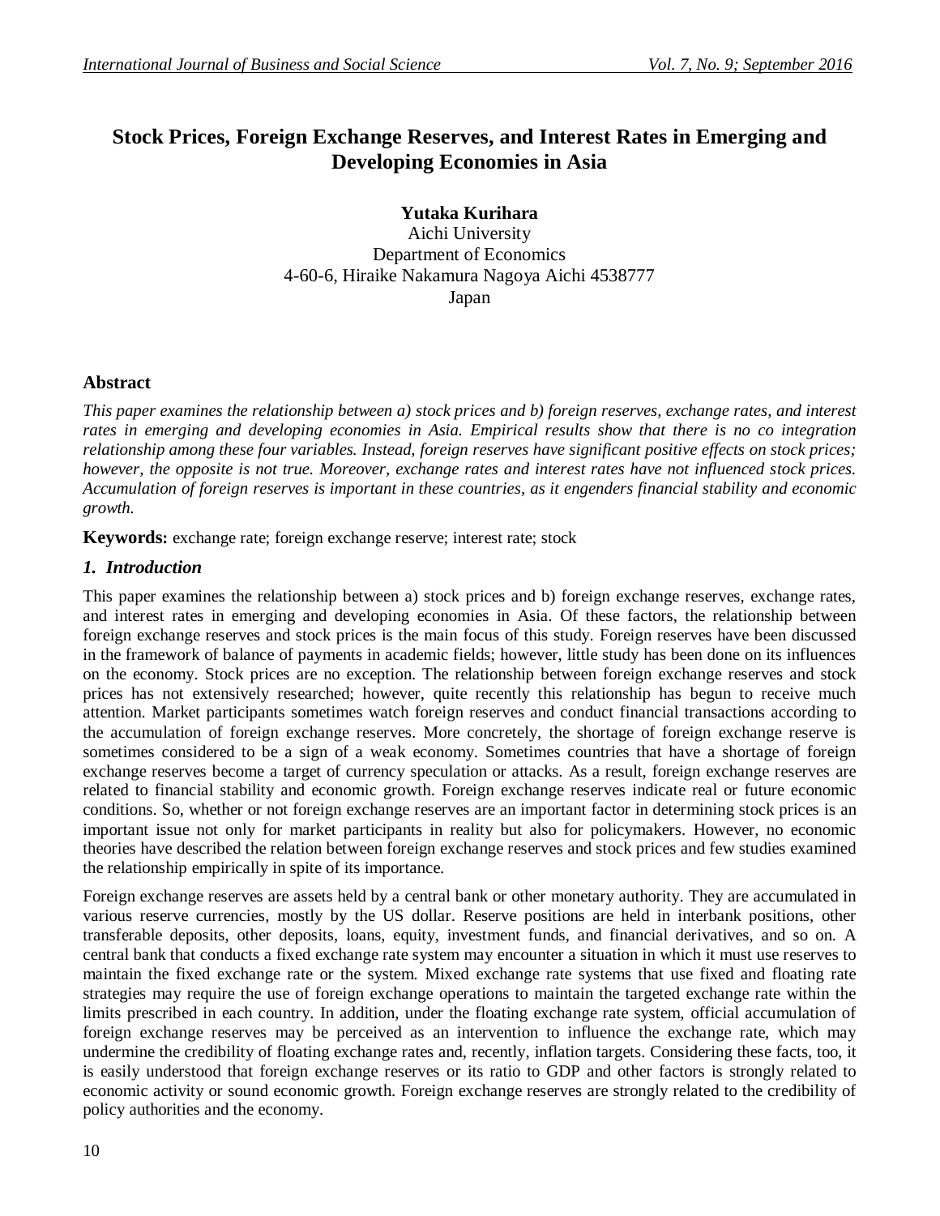# Stock Prices, Foreign Exchange Reserves, and Interest Rates in Emerging and Developing Economies in Asia

**Yutaka Kurihara**
Aichi University
Department of Economics
4-60-6, Hiraike Nakamura Nagoya Aichi 4538777
Japan

## Abstract

*This paper examines the relationship between a) stock prices and b) foreign reserves, exchange rates, and interest rates in emerging and developing economies in Asia. Empirical results show that there is no co integration relationship among these four variables. Instead, foreign reserves have significant positive effects on stock prices; however, the opposite is not true. Moreover, exchange rates and interest rates have not influenced stock prices. Accumulation of foreign reserves is important in these countries, as it engenders financial stability and economic growth.*

**Keywords:** exchange rate; foreign exchange reserve; interest rate; stock

## *1. Introduction*

This paper examines the relationship between a) stock prices and b) foreign exchange reserves, exchange rates, and interest rates in emerging and developing economies in Asia. Of these factors, the relationship between foreign exchange reserves and stock prices is the main focus of this study. Foreign reserves have been discussed in the framework of balance of payments in academic fields; however, little study has been done on its influences on the economy. Stock prices are no exception. The relationship between foreign exchange reserves and stock prices has not extensively researched; however, quite recently this relationship has begun to receive much attention. Market participants sometimes watch foreign reserves and conduct financial transactions according to the accumulation of foreign exchange reserves. More concretely, the shortage of foreign exchange reserve is sometimes considered to be a sign of a weak economy. Sometimes countries that have a shortage of foreign exchange reserves become a target of currency speculation or attacks. As a result, foreign exchange reserves are related to financial stability and economic growth. Foreign exchange reserves indicate real or future economic conditions. So, whether or not foreign exchange reserves are an important factor in determining stock prices is an important issue not only for market participants in reality but also for policymakers. However, no economic theories have described the relation between foreign exchange reserves and stock prices and few studies examined the relationship empirically in spite of its importance.

Foreign exchange reserves are assets held by a central bank or other monetary authority. They are accumulated in various reserve currencies, mostly by the US dollar. Reserve positions are held in interbank positions, other transferable deposits, other deposits, loans, equity, investment funds, and financial derivatives, and so on. A central bank that conducts a fixed exchange rate system may encounter a situation in which it must use reserves to maintain the fixed exchange rate or the system. Mixed exchange rate systems that use fixed and floating rate strategies may require the use of foreign exchange operations to maintain the targeted exchange rate within the limits prescribed in each country. In addition, under the floating exchange rate system, official accumulation of foreign exchange reserves may be perceived as an intervention to influence the exchange rate, which may undermine the credibility of floating exchange rates and, recently, inflation targets. Considering these facts, too, it is easily understood that foreign exchange reserves or its ratio to GDP and other factors is strongly related to economic activity or sound economic growth. Foreign exchange reserves are strongly related to the credibility of policy authorities and the economy.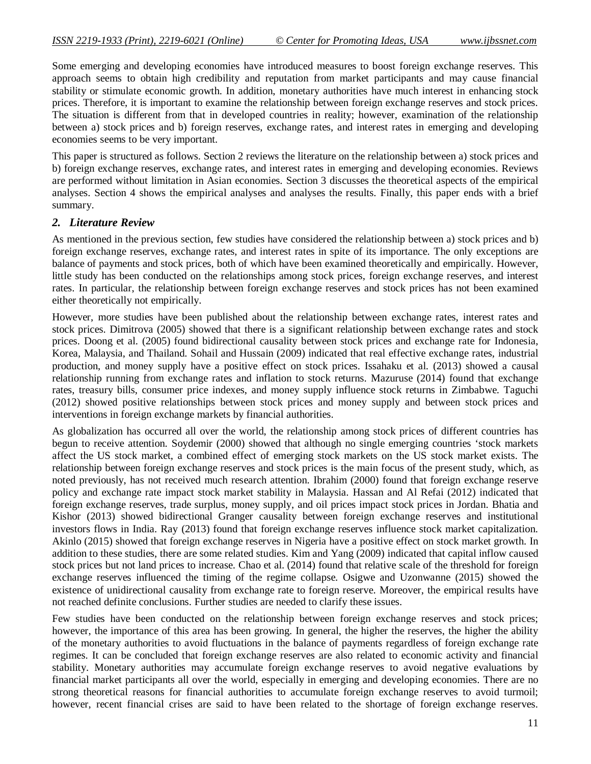Some emerging and developing economies have introduced measures to boost foreign exchange reserves. This approach seems to obtain high credibility and reputation from market participants and may cause financial stability or stimulate economic growth. In addition, monetary authorities have much interest in enhancing stock prices. Therefore, it is important to examine the relationship between foreign exchange reserves and stock prices. The situation is different from that in developed countries in reality; however, examination of the relationship between a) stock prices and b) foreign reserves, exchange rates, and interest rates in emerging and developing economies seems to be very important.

This paper is structured as follows. Section 2 reviews the literature on the relationship between a) stock prices and b) foreign exchange reserves, exchange rates, and interest rates in emerging and developing economies. Reviews are performed without limitation in Asian economies. Section 3 discusses the theoretical aspects of the empirical analyses. Section 4 shows the empirical analyses and analyses the results. Finally, this paper ends with a brief summary.

## 2. Literature Review

As mentioned in the previous section, few studies have considered the relationship between a) stock prices and b) foreign exchange reserves, exchange rates, and interest rates in spite of its importance. The only exceptions are balance of payments and stock prices, both of which have been examined theoretically and empirically. However, little study has been conducted on the relationships among stock prices, foreign exchange reserves, and interest rates. In particular, the relationship between foreign exchange reserves and stock prices has not been examined either theoretically not empirically.

However, more studies have been published about the relationship between exchange rates, interest rates and stock prices. Dimitrova (2005) showed that there is a significant relationship between exchange rates and stock prices. Doong et al. (2005) found bidirectional causality between stock prices and exchange rate for Indonesia, Korea, Malaysia, and Thailand. Sohail and Hussain (2009) indicated that real effective exchange rates, industrial production, and money supply have a positive effect on stock prices. Issahaku et al. (2013) showed a causal relationship running from exchange rates and inflation to stock returns. Mazuruse (2014) found that exchange rates, treasury bills, consumer price indexes, and money supply influence stock returns in Zimbabwe. Taguchi (2012) showed positive relationships between stock prices and money supply and between stock prices and interventions in foreign exchange markets by financial authorities.

As globalization has occurred all over the world, the relationship among stock prices of different countries has begun to receive attention. Soydemir (2000) showed that although no single emerging countries 'stock markets affect the US stock market, a combined effect of emerging stock markets on the US stock market exists. The relationship between foreign exchange reserves and stock prices is the main focus of the present study, which, as noted previously, has not received much research attention. Ibrahim (2000) found that foreign exchange reserve policy and exchange rate impact stock market stability in Malaysia. Hassan and Al Refai (2012) indicated that foreign exchange reserves, trade surplus, money supply, and oil prices impact stock prices in Jordan. Bhatia and Kishor (2013) showed bidirectional Granger causality between foreign exchange reserves and institutional investors flows in India. Ray (2013) found that foreign exchange reserves influence stock market capitalization. Akinlo (2015) showed that foreign exchange reserves in Nigeria have a positive effect on stock market growth. In addition to these studies, there are some related studies. Kim and Yang (2009) indicated that capital inflow caused stock prices but not land prices to increase. Chao et al. (2014) found that relative scale of the threshold for foreign exchange reserves influenced the timing of the regime collapse. Osigwe and Uzonwanne (2015) showed the existence of unidirectional causality from exchange rate to foreign reserve. Moreover, the empirical results have not reached definite conclusions. Further studies are needed to clarify these issues.

Few studies have been conducted on the relationship between foreign exchange reserves and stock prices; however, the importance of this area has been growing. In general, the higher the reserves, the higher the ability of the monetary authorities to avoid fluctuations in the balance of payments regardless of foreign exchange rate regimes. It can be concluded that foreign exchange reserves are also related to economic activity and financial stability. Monetary authorities may accumulate foreign exchange reserves to avoid negative evaluations by financial market participants all over the world, especially in emerging and developing economies. There are no strong theoretical reasons for financial authorities to accumulate foreign exchange reserves to avoid turmoil; however, recent financial crises are said to have been related to the shortage of foreign exchange reserves.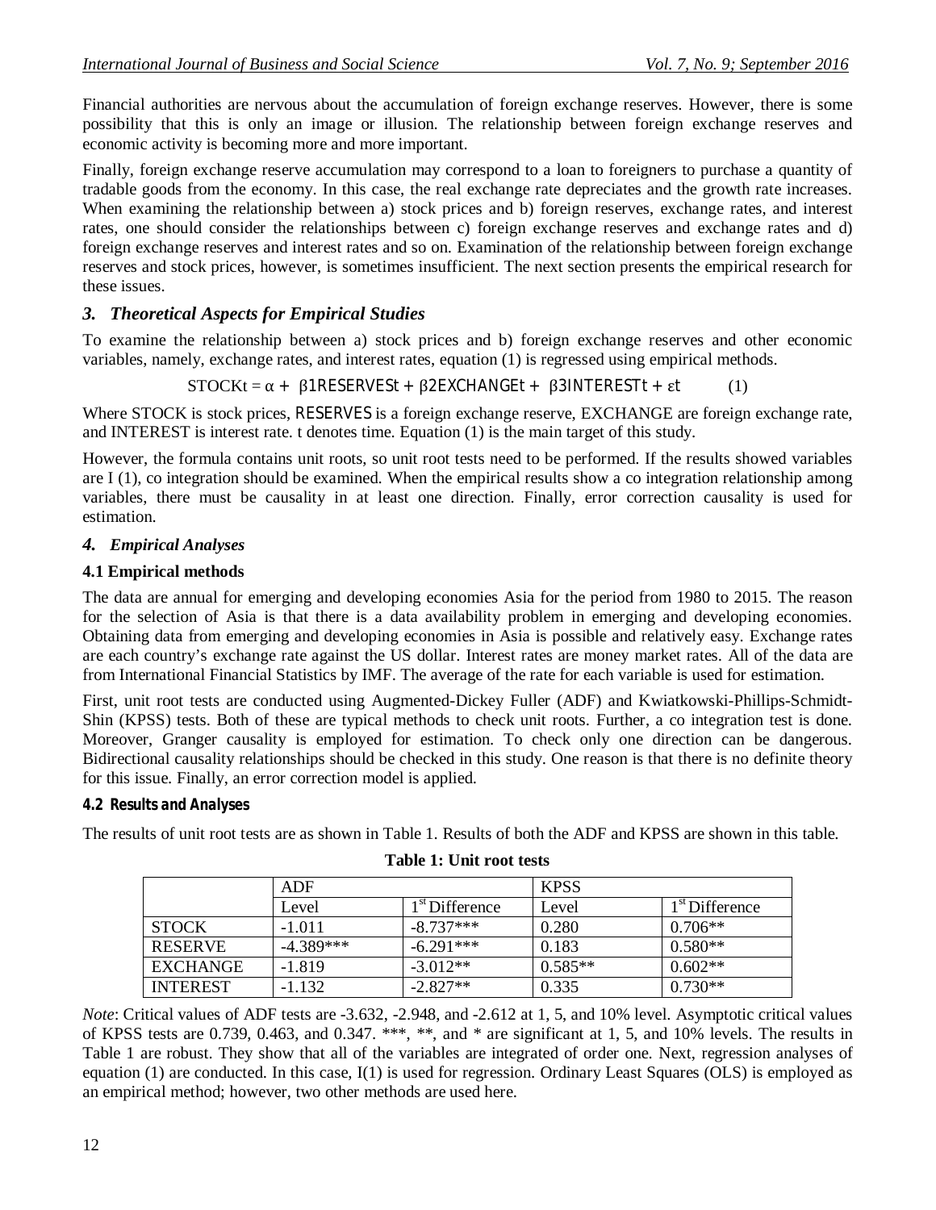Financial authorities are nervous about the accumulation of foreign exchange reserves. However, there is some possibility that this is only an image or illusion. The relationship between foreign exchange reserves and economic activity is becoming more and more important.

Finally, foreign exchange reserve accumulation may correspond to a loan to foreigners to purchase a quantity of tradable goods from the economy. In this case, the real exchange rate depreciates and the growth rate increases. When examining the relationship between a) stock prices and b) foreign reserves, exchange rates, and interest rates, one should consider the relationships between c) foreign exchange reserves and exchange rates and d) foreign exchange reserves and interest rates and so on. Examination of the relationship between foreign exchange reserves and stock prices, however, is sometimes insufficient. The next section presents the empirical research for these issues.

## *3. Theoretical Aspects for Empirical Studies*

To examine the relationship between a) stock prices and b) foreign exchange reserves and other economic variables, namely, exchange rates, and interest rates, equation (1) is regressed using empirical methods.

$$STOCKt = \alpha + \beta 1RESERVESt + \beta 2EXCHANGEt + \beta 3INTERESTt + \varepsilon t \qquad (1)$$

Where STOCK is stock prices, RESERVES is a foreign exchange reserve, EXCHANGE are foreign exchange rate, and INTEREST is interest rate. t denotes time. Equation (1) is the main target of this study.

However, the formula contains unit roots, so unit root tests need to be performed. If the results showed variables are I (1), co integration should be examined. When the empirical results show a co integration relationship among variables, there must be causality in at least one direction. Finally, error correction causality is used for estimation.

## *4. Empirical Analyses*

### 4.1 Empirical methods

The data are annual for emerging and developing economies Asia for the period from 1980 to 2015. The reason for the selection of Asia is that there is a data availability problem in emerging and developing economies. Obtaining data from emerging and developing economies in Asia is possible and relatively easy. Exchange rates are each country's exchange rate against the US dollar. Interest rates are money market rates. All of the data are from International Financial Statistics by IMF. The average of the rate for each variable is used for estimation.

First, unit root tests are conducted using Augmented-Dickey Fuller (ADF) and Kwiatkowski-Phillips-Schmidt-Shin (KPSS) tests. Both of these are typical methods to check unit roots. Further, a co integration test is done. Moreover, Granger causality is employed for estimation. To check only one direction can be dangerous. Bidirectional causality relationships should be checked in this study. One reason is that there is no definite theory for this issue. Finally, an error correction model is applied.

### 4.2 Results and Analyses

The results of unit root tests are as shown in Table 1. Results of both the ADF and KPSS are shown in this table.

**Table 1: Unit root tests**

| | ADF | | KPSS | |
|---|---|---|---|---|
| | Level | 1st Difference | Level | 1st Difference |
| STOCK | -1.011 | -8.737*** | 0.280 | 0.706** |
| RESERVE | -4.389*** | -6.291*** | 0.183 | 0.580** |
| EXCHANGE | -1.819 | -3.012** | 0.585** | 0.602** |
| INTEREST | -1.132 | -2.827** | 0.335 | 0.730** |

*Note*: Critical values of ADF tests are -3.632, -2.948, and -2.612 at 1, 5, and 10% level. Asymptotic critical values of KPSS tests are 0.739, 0.463, and 0.347. ***, **, and * are significant at 1, 5, and 10% levels. The results in Table 1 are robust. They show that all of the variables are integrated of order one. Next, regression analyses of equation (1) are conducted. In this case, I(1) is used for regression. Ordinary Least Squares (OLS) is employed as an empirical method; however, two other methods are used here.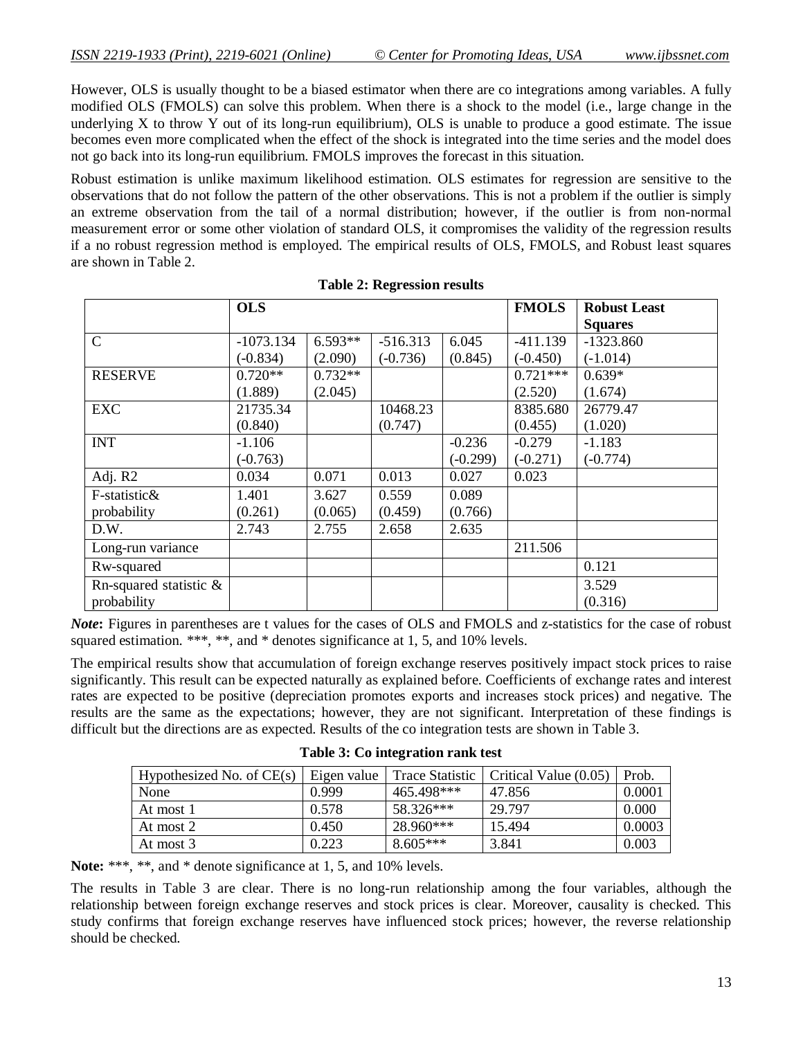However, OLS is usually thought to be a biased estimator when there are co integrations among variables. A fully modified OLS (FMOLS) can solve this problem. When there is a shock to the model (i.e., large change in the underlying X to throw Y out of its long-run equilibrium), OLS is unable to produce a good estimate. The issue becomes even more complicated when the effect of the shock is integrated into the time series and the model does not go back into its long-run equilibrium. FMOLS improves the forecast in this situation.

Robust estimation is unlike maximum likelihood estimation. OLS estimates for regression are sensitive to the observations that do not follow the pattern of the other observations. This is not a problem if the outlier is simply an extreme observation from the tail of a normal distribution; however, if the outlier is from non-normal measurement error or some other violation of standard OLS, it compromises the validity of the regression results if a no robust regression method is employed. The empirical results of OLS, FMOLS, and Robust least squares are shown in Table 2.

**Table 2: Regression results**

| | **OLS** | | | | **FMOLS** | **Robust Least Squares** |
|---|---|---|---|---|---|---|
| C | -1073.134 (-0.834) | 6.593** (2.090) | -516.313 (-0.736) | 6.045 (0.845) | -411.139 (-0.450) | -1323.860 (-1.014) |
| RESERVE | 0.720** (1.889) | 0.732** (2.045) | | | 0.721*** (2.520) | 0.639* (1.674) |
| EXC | 21735.34 (0.840) | | 10468.23 (0.747) | | 8385.680 (0.455) | 26779.47 (1.020) |
| INT | -1.106 (-0.763) | | | -0.236 (-0.299) | -0.279 (-0.271) | -1.183 (-0.774) |
| Adj. R2 | 0.034 | 0.071 | 0.013 | 0.027 | 0.023 | |
| F-statistic& probability | 1.401 (0.261) | 3.627 (0.065) | 0.559 (0.459) | 0.089 (0.766) | | |
| D.W. | 2.743 | 2.755 | 2.658 | 2.635 | | |
| Long-run variance | | | | | 211.506 | |
| Rw-squared | | | | | | 0.121 |
| Rn-squared statistic & probability | | | | | | 3.529 (0.316) |

***Note*:** Figures in parentheses are t values for the cases of OLS and FMOLS and z-statistics for the case of robust squared estimation. ***, **, and * denotes significance at 1, 5, and 10% levels.

The empirical results show that accumulation of foreign exchange reserves positively impact stock prices to raise significantly. This result can be expected naturally as explained before. Coefficients of exchange rates and interest rates are expected to be positive (depreciation promotes exports and increases stock prices) and negative. The results are the same as the expectations; however, they are not significant. Interpretation of these findings is difficult but the directions are as expected. Results of the co integration tests are shown in Table 3.

**Table 3: Co integration rank test**

| Hypothesized No. of CE(s) | Eigen value | Trace Statistic | Critical Value (0.05) | Prob. |
|---|---|---|---|---|
| None | 0.999 | 465.498*** | 47.856 | 0.0001 |
| At most 1 | 0.578 | 58.326*** | 29.797 | 0.000 |
| At most 2 | 0.450 | 28.960*** | 15.494 | 0.0003 |
| At most 3 | 0.223 | 8.605*** | 3.841 | 0.003 |

**Note:** ***, **, and * denote significance at 1, 5, and 10% levels.

The results in Table 3 are clear. There is no long-run relationship among the four variables, although the relationship between foreign exchange reserves and stock prices is clear. Moreover, causality is checked. This study confirms that foreign exchange reserves have influenced stock prices; however, the reverse relationship should be checked.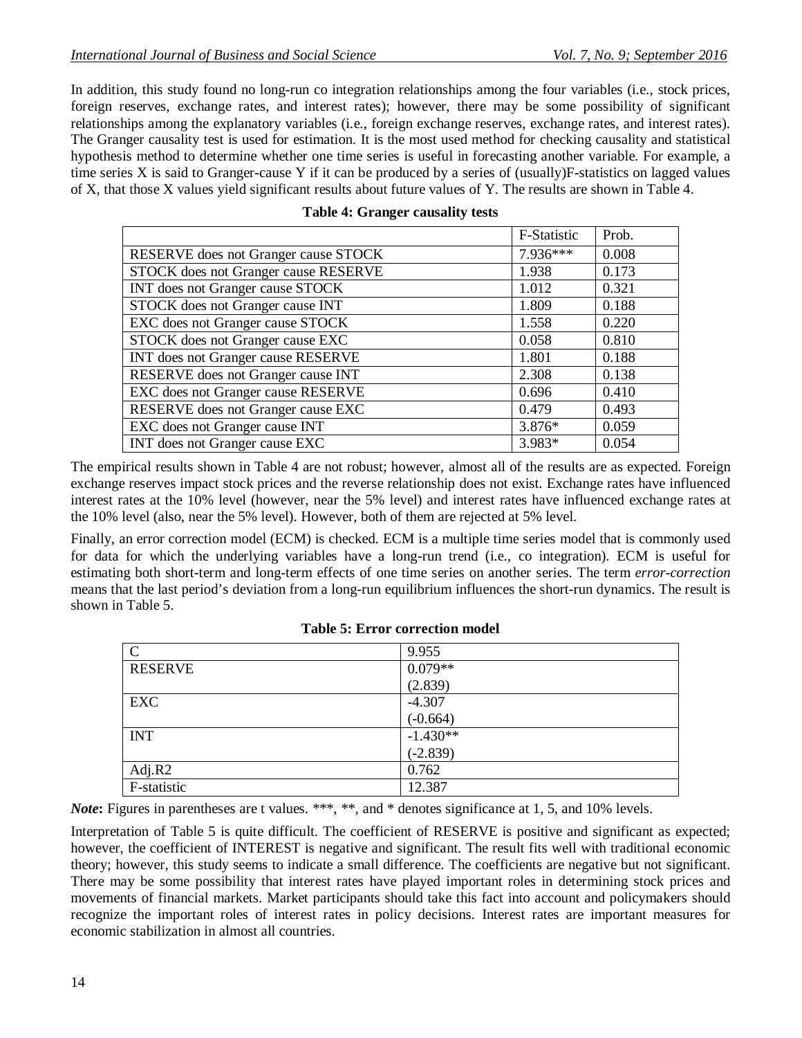In addition, this study found no long-run co integration relationships among the four variables (i.e., stock prices, foreign reserves, exchange rates, and interest rates); however, there may be some possibility of significant relationships among the explanatory variables (i.e., foreign exchange reserves, exchange rates, and interest rates). The Granger causality test is used for estimation. It is the most used method for checking causality and statistical hypothesis method to determine whether one time series is useful in forecasting another variable. For example, a time series X is said to Granger-cause Y if it can be produced by a series of (usually)F-statistics on lagged values of X, that those X values yield significant results about future values of Y. The results are shown in Table 4.

**Table 4: Granger causality tests**

| | F-Statistic | Prob. |
|---|---|---|
| RESERVE does not Granger cause STOCK | 7.936*** | 0.008 |
| STOCK does not Granger cause RESERVE | 1.938 | 0.173 |
| INT does not Granger cause STOCK | 1.012 | 0.321 |
| STOCK does not Granger cause INT | 1.809 | 0.188 |
| EXC does not Granger cause STOCK | 1.558 | 0.220 |
| STOCK does not Granger cause EXC | 0.058 | 0.810 |
| INT does not Granger cause RESERVE | 1.801 | 0.188 |
| RESERVE does not Granger cause INT | 2.308 | 0.138 |
| EXC does not Granger cause RESERVE | 0.696 | 0.410 |
| RESERVE does not Granger cause EXC | 0.479 | 0.493 |
| EXC does not Granger cause INT | 3.876* | 0.059 |
| INT does not Granger cause EXC | 3.983* | 0.054 |

The empirical results shown in Table 4 are not robust; however, almost all of the results are as expected. Foreign exchange reserves impact stock prices and the reverse relationship does not exist. Exchange rates have influenced interest rates at the 10% level (however, near the 5% level) and interest rates have influenced exchange rates at the 10% level (also, near the 5% level). However, both of them are rejected at 5% level.

Finally, an error correction model (ECM) is checked. ECM is a multiple time series model that is commonly used for data for which the underlying variables have a long-run trend (i.e., co integration). ECM is useful for estimating both short-term and long-term effects of one time series on another series. The term *error-correction* means that the last period's deviation from a long-run equilibrium influences the short-run dynamics. The result is shown in Table 5.

**Table 5: Error correction model**

| | |
|---|---|
| C | 9.955 |
| RESERVE | 0.079** (2.839) |
| EXC | -4.307 (-0.664) |
| INT | -1.430** (-2.839) |
| Adj.R2 | 0.762 |
| F-statistic | 12.387 |

***Note*:** Figures in parentheses are t values. ***, **, and * denotes significance at 1, 5, and 10% levels.

Interpretation of Table 5 is quite difficult. The coefficient of RESERVE is positive and significant as expected; however, the coefficient of INTEREST is negative and significant. The result fits well with traditional economic theory; however, this study seems to indicate a small difference. The coefficients are negative but not significant. There may be some possibility that interest rates have played important roles in determining stock prices and movements of financial markets. Market participants should take this fact into account and policymakers should recognize the important roles of interest rates in policy decisions. Interest rates are important measures for economic stabilization in almost all countries.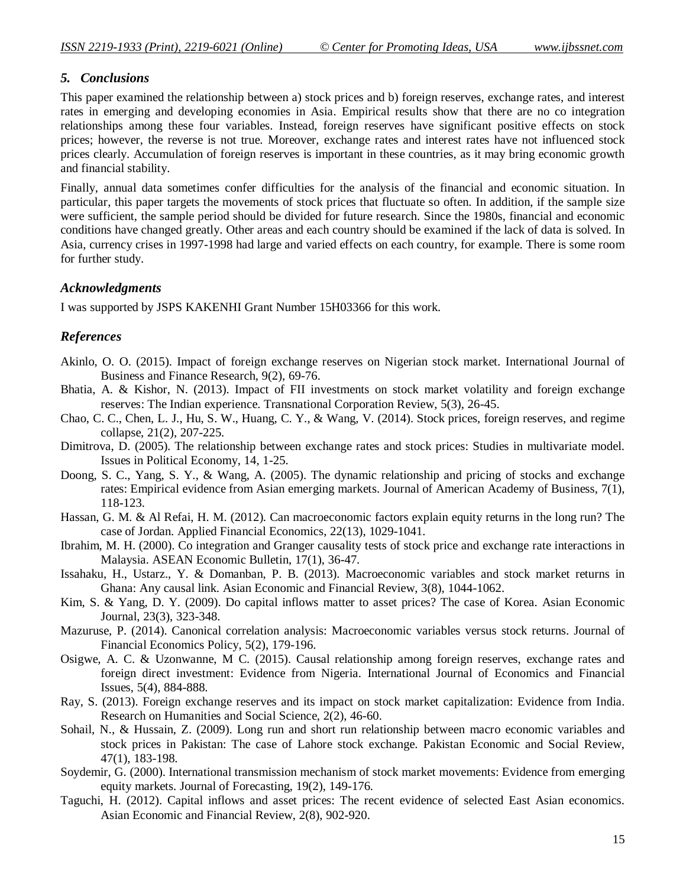### *5. Conclusions*

This paper examined the relationship between a) stock prices and b) foreign reserves, exchange rates, and interest rates in emerging and developing economies in Asia. Empirical results show that there are no co integration relationships among these four variables. Instead, foreign reserves have significant positive effects on stock prices; however, the reverse is not true. Moreover, exchange rates and interest rates have not influenced stock prices clearly. Accumulation of foreign reserves is important in these countries, as it may bring economic growth and financial stability.

Finally, annual data sometimes confer difficulties for the analysis of the financial and economic situation. In particular, this paper targets the movements of stock prices that fluctuate so often. In addition, if the sample size were sufficient, the sample period should be divided for future research. Since the 1980s, financial and economic conditions have changed greatly. Other areas and each country should be examined if the lack of data is solved. In Asia, currency crises in 1997-1998 had large and varied effects on each country, for example. There is some room for further study.

### *Acknowledgments*

I was supported by JSPS KAKENHI Grant Number 15H03366 for this work.

### *References*

Akinlo, O. O. (2015). Impact of foreign exchange reserves on Nigerian stock market. International Journal of Business and Finance Research, 9(2), 69-76.

Bhatia, A. & Kishor, N. (2013). Impact of FII investments on stock market volatility and foreign exchange reserves: The Indian experience. Transnational Corporation Review, 5(3), 26-45.

Chao, C. C., Chen, L. J., Hu, S. W., Huang, C. Y., & Wang, V. (2014). Stock prices, foreign reserves, and regime collapse, 21(2), 207-225.

Dimitrova, D. (2005). The relationship between exchange rates and stock prices: Studies in multivariate model. Issues in Political Economy, 14, 1-25.

Doong, S. C., Yang, S. Y., & Wang, A. (2005). The dynamic relationship and pricing of stocks and exchange rates: Empirical evidence from Asian emerging markets. Journal of American Academy of Business, 7(1), 118-123.

Hassan, G. M. & Al Refai, H. M. (2012). Can macroeconomic factors explain equity returns in the long run? The case of Jordan. Applied Financial Economics, 22(13), 1029-1041.

Ibrahim, M. H. (2000). Co integration and Granger causality tests of stock price and exchange rate interactions in Malaysia. ASEAN Economic Bulletin, 17(1), 36-47.

Issahaku, H., Ustarz., Y. & Domanban, P. B. (2013). Macroeconomic variables and stock market returns in Ghana: Any causal link. Asian Economic and Financial Review, 3(8), 1044-1062.

Kim, S. & Yang, D. Y. (2009). Do capital inflows matter to asset prices? The case of Korea. Asian Economic Journal, 23(3), 323-348.

Mazuruse, P. (2014). Canonical correlation analysis: Macroeconomic variables versus stock returns. Journal of Financial Economics Policy, 5(2), 179-196.

Osigwe, A. C. & Uzonwanne, M C. (2015). Causal relationship among foreign reserves, exchange rates and foreign direct investment: Evidence from Nigeria. International Journal of Economics and Financial Issues, 5(4), 884-888.

Ray, S. (2013). Foreign exchange reserves and its impact on stock market capitalization: Evidence from India. Research on Humanities and Social Science, 2(2), 46-60.

Sohail, N., & Hussain, Z. (2009). Long run and short run relationship between macro economic variables and stock prices in Pakistan: The case of Lahore stock exchange. Pakistan Economic and Social Review, 47(1), 183-198.

Soydemir, G. (2000). International transmission mechanism of stock market movements: Evidence from emerging equity markets. Journal of Forecasting, 19(2), 149-176.

Taguchi, H. (2012). Capital inflows and asset prices: The recent evidence of selected East Asian economics. Asian Economic and Financial Review, 2(8), 902-920.